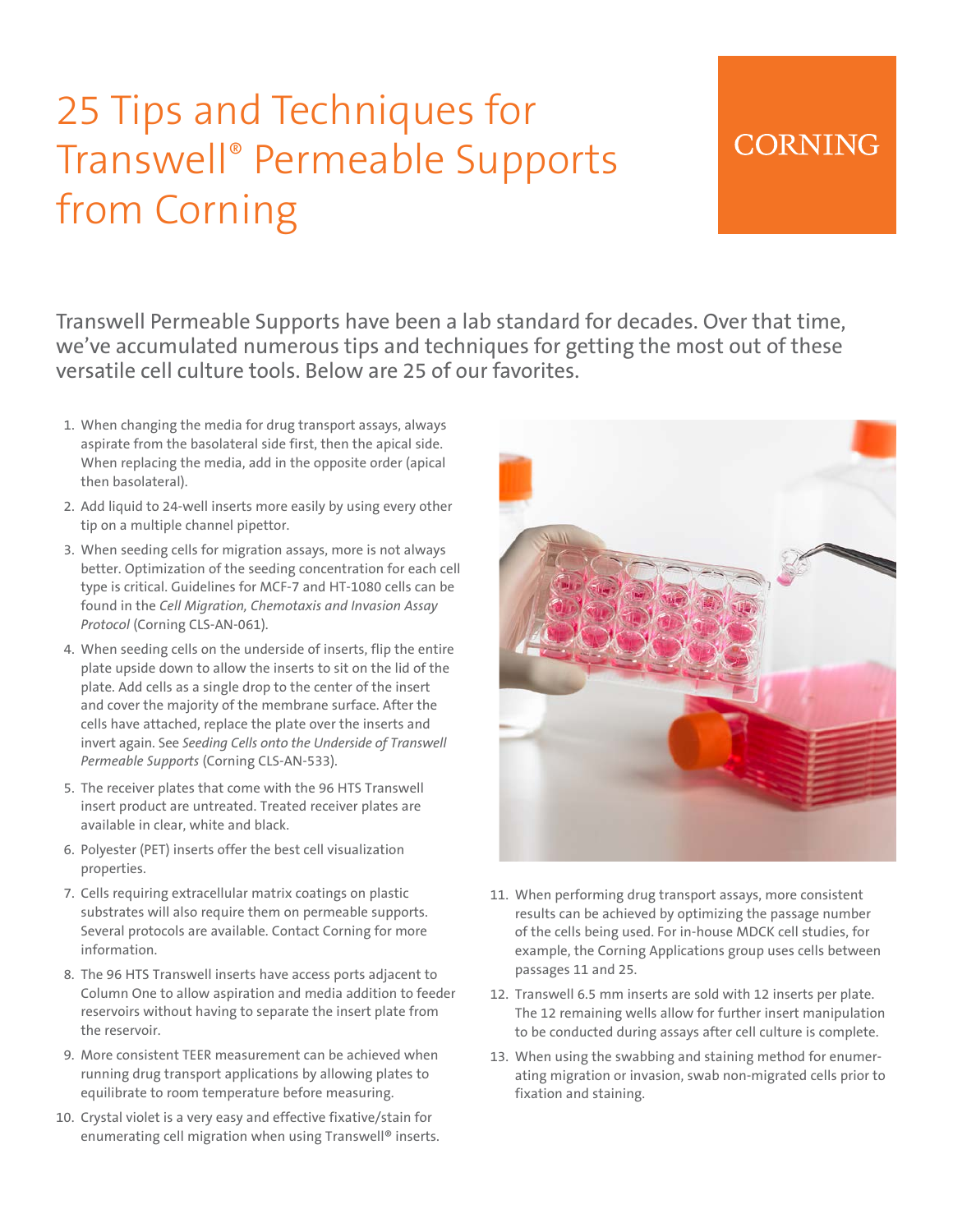# 25 Tips and Techniques for Transwell® Permeable Supports from Corning

CORNING

Transwell Permeable Supports have been a lab standard for decades. Over that time, we've accumulated numerous tips and techniques for getting the most out of these versatile cell culture tools. Below are 25 of our favorites.

1. When changing the media for drug transport assays, always aspirate from the basolateral side first, then the apical side. When replacing the media, add in the opposite order (apical then basolateral).
2. Add liquid to 24-well inserts more easily by using every other tip on a multiple channel pipettor.
3. When seeding cells for migration assays, more is not always better. Optimization of the seeding concentration for each cell type is critical. Guidelines for MCF-7 and HT-1080 cells can be found in the *Cell Migration, Chemotaxis and Invasion Assay Protocol* (Corning CLS-AN-061).
4. When seeding cells on the underside of inserts, flip the entire plate upside down to allow the inserts to sit on the lid of the plate. Add cells as a single drop to the center of the insert and cover the majority of the membrane surface. After the cells have attached, replace the plate over the inserts and invert again. See *Seeding Cells onto the Underside of Transwell Permeable Supports* (Corning CLS-AN-533).
5. The receiver plates that come with the 96 HTS Transwell insert product are untreated. Treated receiver plates are available in clear, white and black.
6. Polyester (PET) inserts offer the best cell visualization properties.
7. Cells requiring extracellular matrix coatings on plastic substrates will also require them on permeable supports. Several protocols are available. Contact Corning for more information.
8. The 96 HTS Transwell inserts have access ports adjacent to Column One to allow aspiration and media addition to feeder reservoirs without having to separate the insert plate from the reservoir.
9. More consistent TEER measurement can be achieved when running drug transport applications by allowing plates to equilibrate to room temperature before measuring.
10. Crystal violet is a very easy and effective fixative/stain for enumerating cell migration when using Transwell® inserts.
11. When performing drug transport assays, more consistent results can be achieved by optimizing the passage number of the cells being used. For in-house MDCK cell studies, for example, the Corning Applications group uses cells between passages 11 and 25.
12. Transwell 6.5 mm inserts are sold with 12 inserts per plate. The 12 remaining wells allow for further insert manipulation to be conducted during assays after cell culture is complete.
13. When using the swabbing and staining method for enumerating migration or invasion, swab non-migrated cells prior to fixation and staining.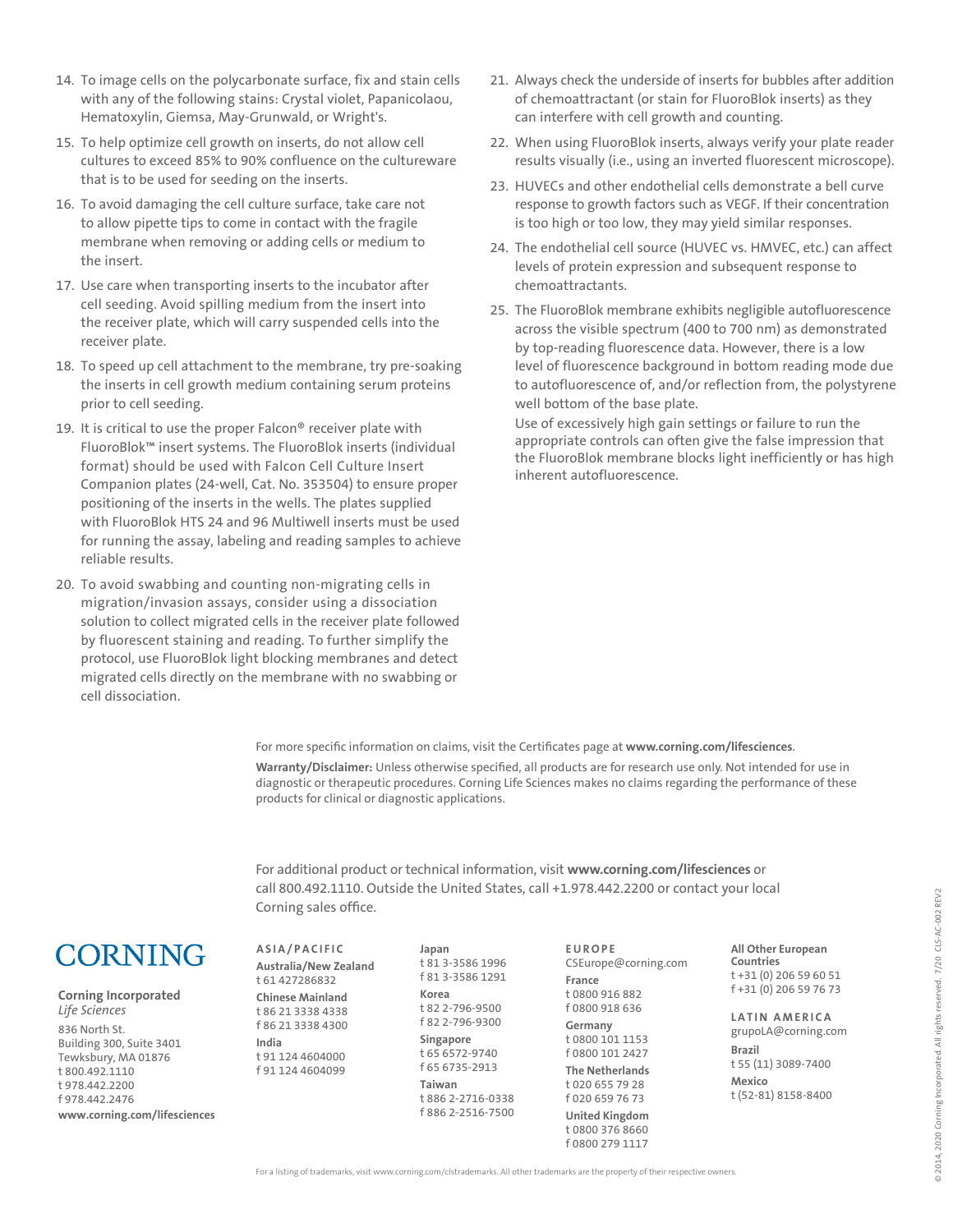14. To image cells on the polycarbonate surface, fix and stain cells with any of the following stains: Crystal violet, Papanicolaou, Hematoxylin, Giemsa, May-Grunwald, or Wright's.
15. To help optimize cell growth on inserts, do not allow cell cultures to exceed 85% to 90% confluence on the cultureware that is to be used for seeding on the inserts.
16. To avoid damaging the cell culture surface, take care not to allow pipette tips to come in contact with the fragile membrane when removing or adding cells or medium to the insert.
17. Use care when transporting inserts to the incubator after cell seeding. Avoid spilling medium from the insert into the receiver plate, which will carry suspended cells into the receiver plate.
18. To speed up cell attachment to the membrane, try pre-soaking the inserts in cell growth medium containing serum proteins prior to cell seeding.
19. It is critical to use the proper Falcon® receiver plate with FluoroBlok™ insert systems. The FluoroBlok inserts (individual format) should be used with Falcon Cell Culture Insert Companion plates (24-well, Cat. No. 353504) to ensure proper positioning of the inserts in the wells. The plates supplied with FluoroBlok HTS 24 and 96 Multiwell inserts must be used for running the assay, labeling and reading samples to achieve reliable results.
20. To avoid swabbing and counting non-migrating cells in migration/invasion assays, consider using a dissociation solution to collect migrated cells in the receiver plate followed by fluorescent staining and reading. To further simplify the protocol, use FluoroBlok light blocking membranes and detect migrated cells directly on the membrane with no swabbing or cell dissociation.
21. Always check the underside of inserts for bubbles after addition of chemoattractant (or stain for FluoroBlok inserts) as they can interfere with cell growth and counting.
22. When using FluoroBlok inserts, always verify your plate reader results visually (i.e., using an inverted fluorescent microscope).
23. HUVECs and other endothelial cells demonstrate a bell curve response to growth factors such as VEGF. If their concentration is too high or too low, they may yield similar responses.
24. The endothelial cell source (HUVEC vs. HMVEC, etc.) can affect levels of protein expression and subsequent response to chemoattractants.
25. The FluoroBlok membrane exhibits negligible autofluorescence across the visible spectrum (400 to 700 nm) as demonstrated by top-reading fluorescence data. However, there is a low level of fluorescence background in bottom reading mode due to autofluorescence of, and/or reflection from, the polystyrene well bottom of the base plate.

    Use of excessively high gain settings or failure to run the appropriate controls can often give the false impression that the FluoroBlok membrane blocks light inefficiently or has high inherent autofluorescence.

For more specific information on claims, visit the Certificates page at **www.corning.com/lifesciences**.

**Warranty/Disclaimer:** Unless otherwise specified, all products are for research use only. Not intended for use in diagnostic or therapeutic procedures. Corning Life Sciences makes no claims regarding the performance of these products for clinical or diagnostic applications.

For additional product or technical information, visit **www.corning.com/lifesciences** or call 800.492.1110. Outside the United States, call +1.978.442.2200 or contact your local Corning sales office.

CORNING

**Corning Incorporated**
*Life Sciences*
836 North St.
Building 300, Suite 3401
Tewksbury, MA 01876
t 800.492.1110
t 978.442.2200
f 978.442.2476
**www.corning.com/lifesciences**

**ASIA/PACIFIC**

**Australia/New Zealand**
t 61 427286832

**Chinese Mainland**
t 86 21 3338 4338
f 86 21 3338 4300

**India**
t 91 124 4604000
f 91 124 4604099

**Japan**
t 81 3-3586 1996
f 81 3-3586 1291

**Korea**
t 82 2-796-9500
f 82 2-796-9300

**Singapore**
t 65 6572-9740
f 65 6735-2913

**Taiwan**
t 886 2-2716-0338
f 886 2-2516-7500

**EUROPE**
CSEurope@corning.com

**France**
t 0800 916 882
f 0800 918 636

**Germany**
t 0800 101 1153
f 0800 101 2427

**The Netherlands**
t 020 655 79 28
f 020 659 76 73

**United Kingdom**
t 0800 376 8660
f 0800 279 1117

**All Other European Countries**
t +31 (0) 206 59 60 51
f +31 (0) 206 59 76 73

**LATIN AMERICA**
grupoLA@corning.com

**Brazil**
t 55 (11) 3089-7400

**Mexico**
t (52-81) 8158-8400

For a listing of trademarks, visit www.corning.com/clstrademarks. All other trademarks are the property of their respective owners.

© 2014, 2020 Corning Incorporated. All rights reserved. 7/20 CLS-AC-002 REV2